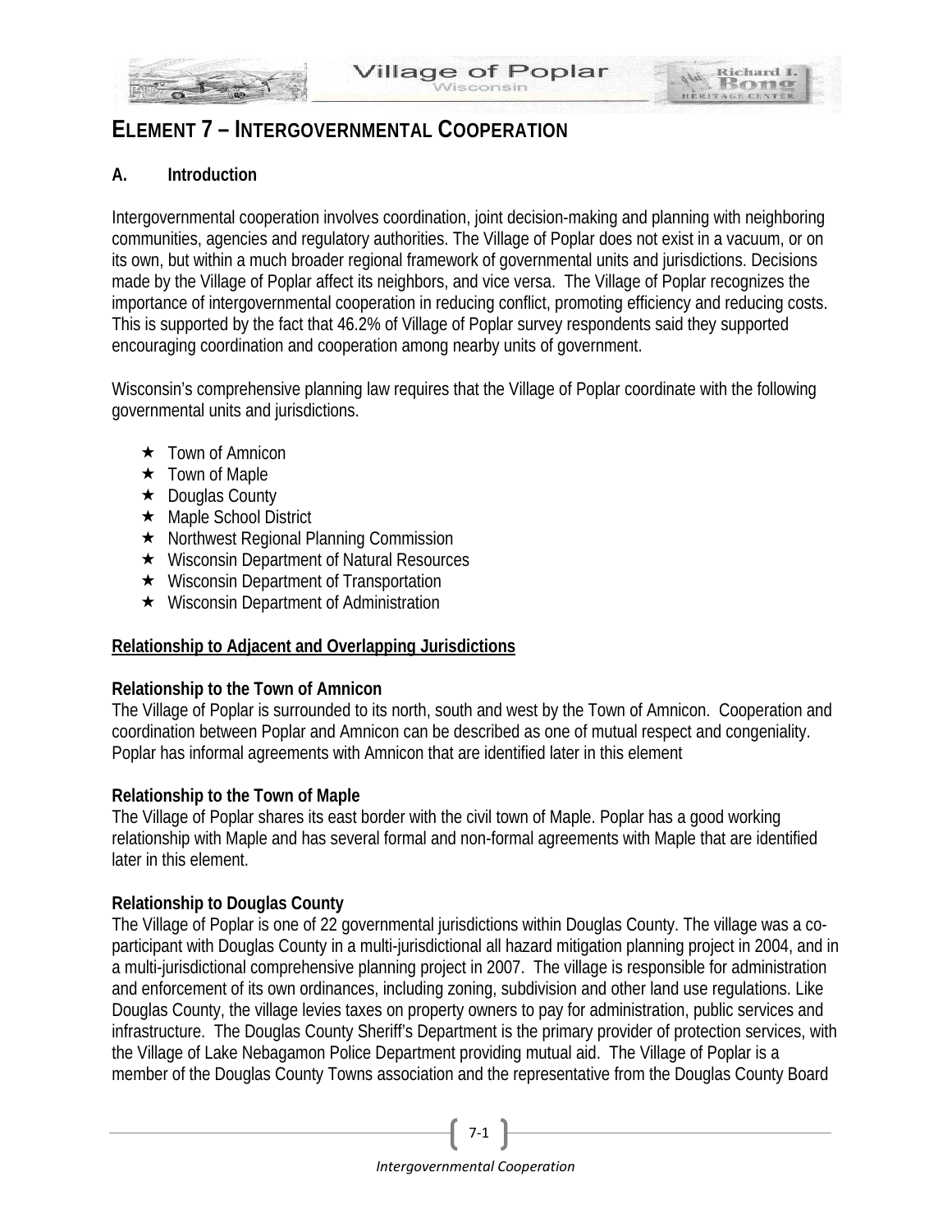# ELEMENT 7 – INTERGOVERNMENTAL COOPERATION

## A. Introduction

Intergovernmental cooperation involves coordination, joint decision-making and planning with neighboring communities, agencies and regulatory authorities. The Village of Poplar does not exist in a vacuum, or on its own, but within a much broader regional framework of governmental units and jurisdictions. Decisions made by the Village of Poplar affect its neighbors, and vice versa. The Village of Poplar recognizes the importance of intergovernmental cooperation in reducing conflict, promoting efficiency and reducing costs. This is supported by the fact that 46.2% of Village of Poplar survey respondents said they supported encouraging coordination and cooperation among nearby units of government.

Wisconsin's comprehensive planning law requires that the Village of Poplar coordinate with the following governmental units and jurisdictions.

- Town of Amnicon
- Town of Maple
- Douglas County
- Maple School District
- Northwest Regional Planning Commission
- Wisconsin Department of Natural Resources
- Wisconsin Department of Transportation
- Wisconsin Department of Administration

**Relationship to Adjacent and Overlapping Jurisdictions**

**Relationship to the Town of Amnicon**

The Village of Poplar is surrounded to its north, south and west by the Town of Amnicon. Cooperation and coordination between Poplar and Amnicon can be described as one of mutual respect and congeniality. Poplar has informal agreements with Amnicon that are identified later in this element

**Relationship to the Town of Maple**

The Village of Poplar shares its east border with the civil town of Maple. Poplar has a good working relationship with Maple and has several formal and non-formal agreements with Maple that are identified later in this element.

**Relationship to Douglas County**

The Village of Poplar is one of 22 governmental jurisdictions within Douglas County. The village was a co-participant with Douglas County in a multi-jurisdictional all hazard mitigation planning project in 2004, and in a multi-jurisdictional comprehensive planning project in 2007. The village is responsible for administration and enforcement of its own ordinances, including zoning, subdivision and other land use regulations. Like Douglas County, the village levies taxes on property owners to pay for administration, public services and infrastructure. The Douglas County Sheriff's Department is the primary provider of protection services, with the Village of Lake Nebagamon Police Department providing mutual aid. The Village of Poplar is a member of the Douglas County Towns association and the representative from the Douglas County Board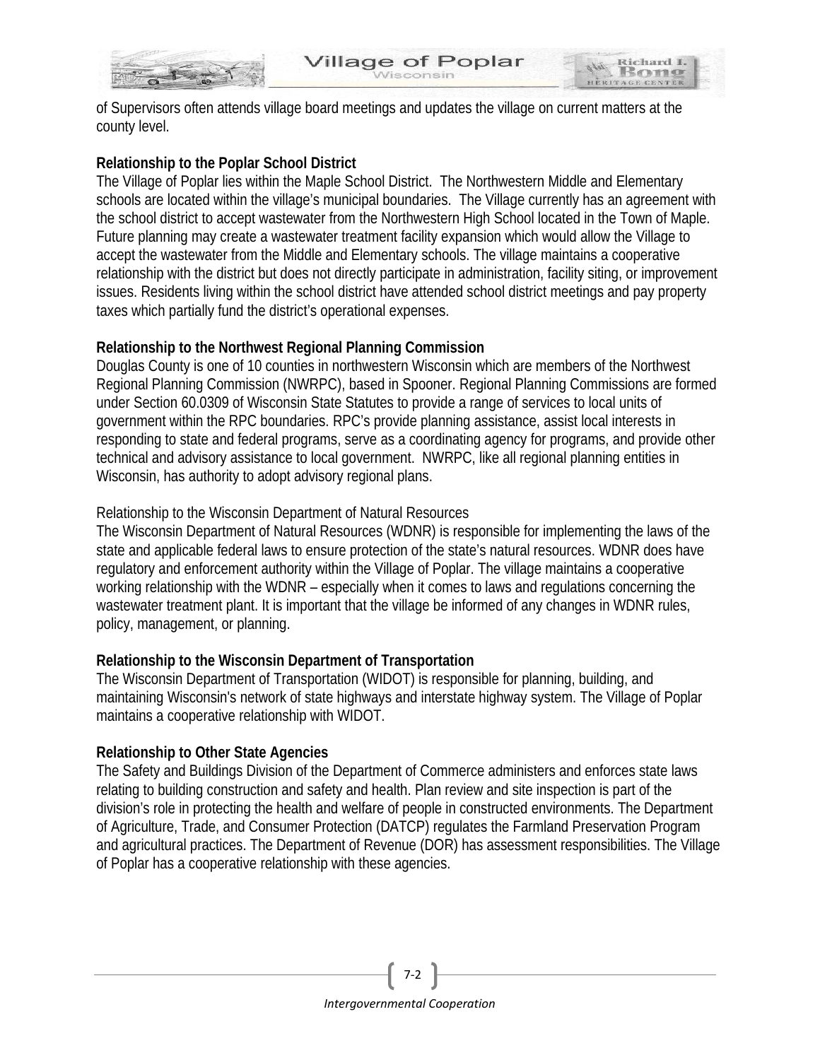of Supervisors often attends village board meetings and updates the village on current matters at the county level.

**Relationship to the Poplar School District**

The Village of Poplar lies within the Maple School District. The Northwestern Middle and Elementary schools are located within the village's municipal boundaries. The Village currently has an agreement with the school district to accept wastewater from the Northwestern High School located in the Town of Maple. Future planning may create a wastewater treatment facility expansion which would allow the Village to accept the wastewater from the Middle and Elementary schools. The village maintains a cooperative relationship with the district but does not directly participate in administration, facility siting, or improvement issues. Residents living within the school district have attended school district meetings and pay property taxes which partially fund the district's operational expenses.

**Relationship to the Northwest Regional Planning Commission**

Douglas County is one of 10 counties in northwestern Wisconsin which are members of the Northwest Regional Planning Commission (NWRPC), based in Spooner. Regional Planning Commissions are formed under Section 60.0309 of Wisconsin State Statutes to provide a range of services to local units of government within the RPC boundaries. RPC's provide planning assistance, assist local interests in responding to state and federal programs, serve as a coordinating agency for programs, and provide other technical and advisory assistance to local government. NWRPC, like all regional planning entities in Wisconsin, has authority to adopt advisory regional plans.

Relationship to the Wisconsin Department of Natural Resources

The Wisconsin Department of Natural Resources (WDNR) is responsible for implementing the laws of the state and applicable federal laws to ensure protection of the state's natural resources. WDNR does have regulatory and enforcement authority within the Village of Poplar. The village maintains a cooperative working relationship with the WDNR – especially when it comes to laws and regulations concerning the wastewater treatment plant. It is important that the village be informed of any changes in WDNR rules, policy, management, or planning.

**Relationship to the Wisconsin Department of Transportation**

The Wisconsin Department of Transportation (WIDOT) is responsible for planning, building, and maintaining Wisconsin's network of state highways and interstate highway system. The Village of Poplar maintains a cooperative relationship with WIDOT.

**Relationship to Other State Agencies**

The Safety and Buildings Division of the Department of Commerce administers and enforces state laws relating to building construction and safety and health. Plan review and site inspection is part of the division's role in protecting the health and welfare of people in constructed environments. The Department of Agriculture, Trade, and Consumer Protection (DATCP) regulates the Farmland Preservation Program and agricultural practices. The Department of Revenue (DOR) has assessment responsibilities. The Village of Poplar has a cooperative relationship with these agencies.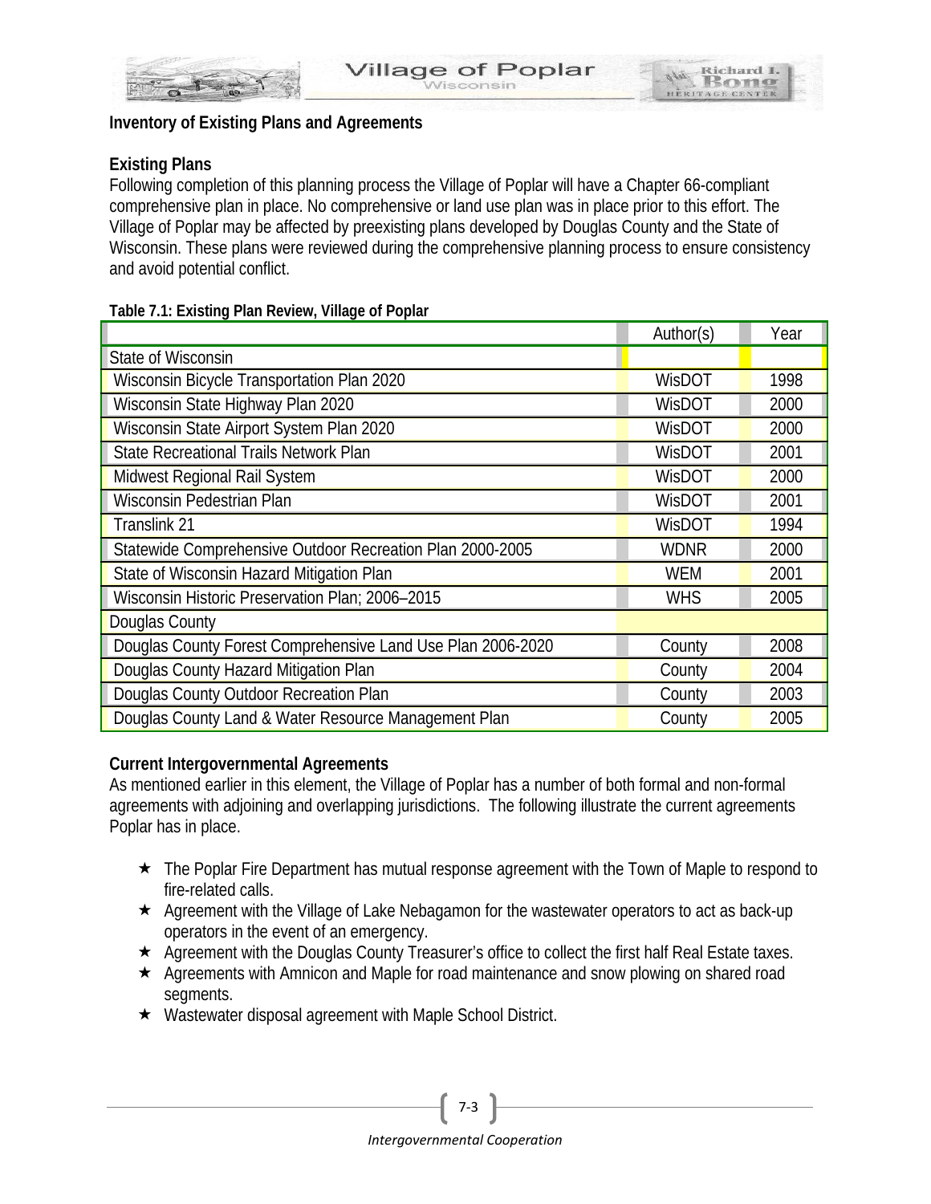## Inventory of Existing Plans and Agreements

### Existing Plans

Following completion of this planning process the Village of Poplar will have a Chapter 66-compliant comprehensive plan in place. No comprehensive or land use plan was in place prior to this effort. The Village of Poplar may be affected by preexisting plans developed by Douglas County and the State of Wisconsin. These plans were reviewed during the comprehensive planning process to ensure consistency and avoid potential conflict.

**Table 7.1: Existing Plan Review, Village of Poplar**

| | Author(s) | Year |
|---|---|---|
| State of Wisconsin | | |
| Wisconsin Bicycle Transportation Plan 2020 | WisDOT | 1998 |
| Wisconsin State Highway Plan 2020 | WisDOT | 2000 |
| Wisconsin State Airport System Plan 2020 | WisDOT | 2000 |
| State Recreational Trails Network Plan | WisDOT | 2001 |
| Midwest Regional Rail System | WisDOT | 2000 |
| Wisconsin Pedestrian Plan | WisDOT | 2001 |
| Translink 21 | WisDOT | 1994 |
| Statewide Comprehensive Outdoor Recreation Plan 2000-2005 | WDNR | 2000 |
| State of Wisconsin Hazard Mitigation Plan | WEM | 2001 |
| Wisconsin Historic Preservation Plan; 2006–2015 | WHS | 2005 |
| Douglas County | | |
| Douglas County Forest Comprehensive Land Use Plan 2006-2020 | County | 2008 |
| Douglas County Hazard Mitigation Plan | County | 2004 |
| Douglas County Outdoor Recreation Plan | County | 2003 |
| Douglas County Land & Water Resource Management Plan | County | 2005 |

### Current Intergovernmental Agreements

As mentioned earlier in this element, the Village of Poplar has a number of both formal and non-formal agreements with adjoining and overlapping jurisdictions. The following illustrate the current agreements Poplar has in place.

- The Poplar Fire Department has mutual response agreement with the Town of Maple to respond to fire-related calls.
- Agreement with the Village of Lake Nebagamon for the wastewater operators to act as back-up operators in the event of an emergency.
- Agreement with the Douglas County Treasurer's office to collect the first half Real Estate taxes.
- Agreements with Amnicon and Maple for road maintenance and snow plowing on shared road segments.
- Wastewater disposal agreement with Maple School District.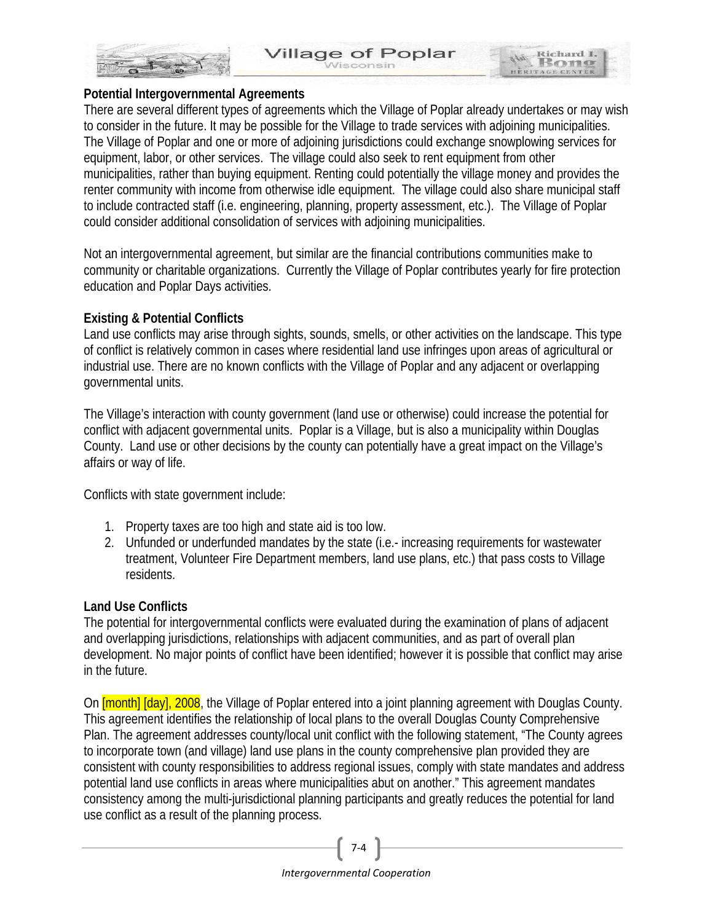**Potential Intergovernmental Agreements**

There are several different types of agreements which the Village of Poplar already undertakes or may wish to consider in the future. It may be possible for the Village to trade services with adjoining municipalities. The Village of Poplar and one or more of adjoining jurisdictions could exchange snowplowing services for equipment, labor, or other services. The village could also seek to rent equipment from other municipalities, rather than buying equipment. Renting could potentially the village money and provides the renter community with income from otherwise idle equipment. The village could also share municipal staff to include contracted staff (i.e. engineering, planning, property assessment, etc.). The Village of Poplar could consider additional consolidation of services with adjoining municipalities.

Not an intergovernmental agreement, but similar are the financial contributions communities make to community or charitable organizations. Currently the Village of Poplar contributes yearly for fire protection education and Poplar Days activities.

**Existing & Potential Conflicts**

Land use conflicts may arise through sights, sounds, smells, or other activities on the landscape. This type of conflict is relatively common in cases where residential land use infringes upon areas of agricultural or industrial use. There are no known conflicts with the Village of Poplar and any adjacent or overlapping governmental units.

The Village's interaction with county government (land use or otherwise) could increase the potential for conflict with adjacent governmental units. Poplar is a Village, but is also a municipality within Douglas County. Land use or other decisions by the county can potentially have a great impact on the Village's affairs or way of life.

Conflicts with state government include:

1. Property taxes are too high and state aid is too low.
2. Unfunded or underfunded mandates by the state (i.e.- increasing requirements for wastewater treatment, Volunteer Fire Department members, land use plans, etc.) that pass costs to Village residents.

**Land Use Conflicts**

The potential for intergovernmental conflicts were evaluated during the examination of plans of adjacent and overlapping jurisdictions, relationships with adjacent communities, and as part of overall plan development. No major points of conflict have been identified; however it is possible that conflict may arise in the future.

On [month] [day], 2008, the Village of Poplar entered into a joint planning agreement with Douglas County. This agreement identifies the relationship of local plans to the overall Douglas County Comprehensive Plan. The agreement addresses county/local unit conflict with the following statement, "The County agrees to incorporate town (and village) land use plans in the county comprehensive plan provided they are consistent with county responsibilities to address regional issues, comply with state mandates and address potential land use conflicts in areas where municipalities abut on another." This agreement mandates consistency among the multi-jurisdictional planning participants and greatly reduces the potential for land use conflict as a result of the planning process.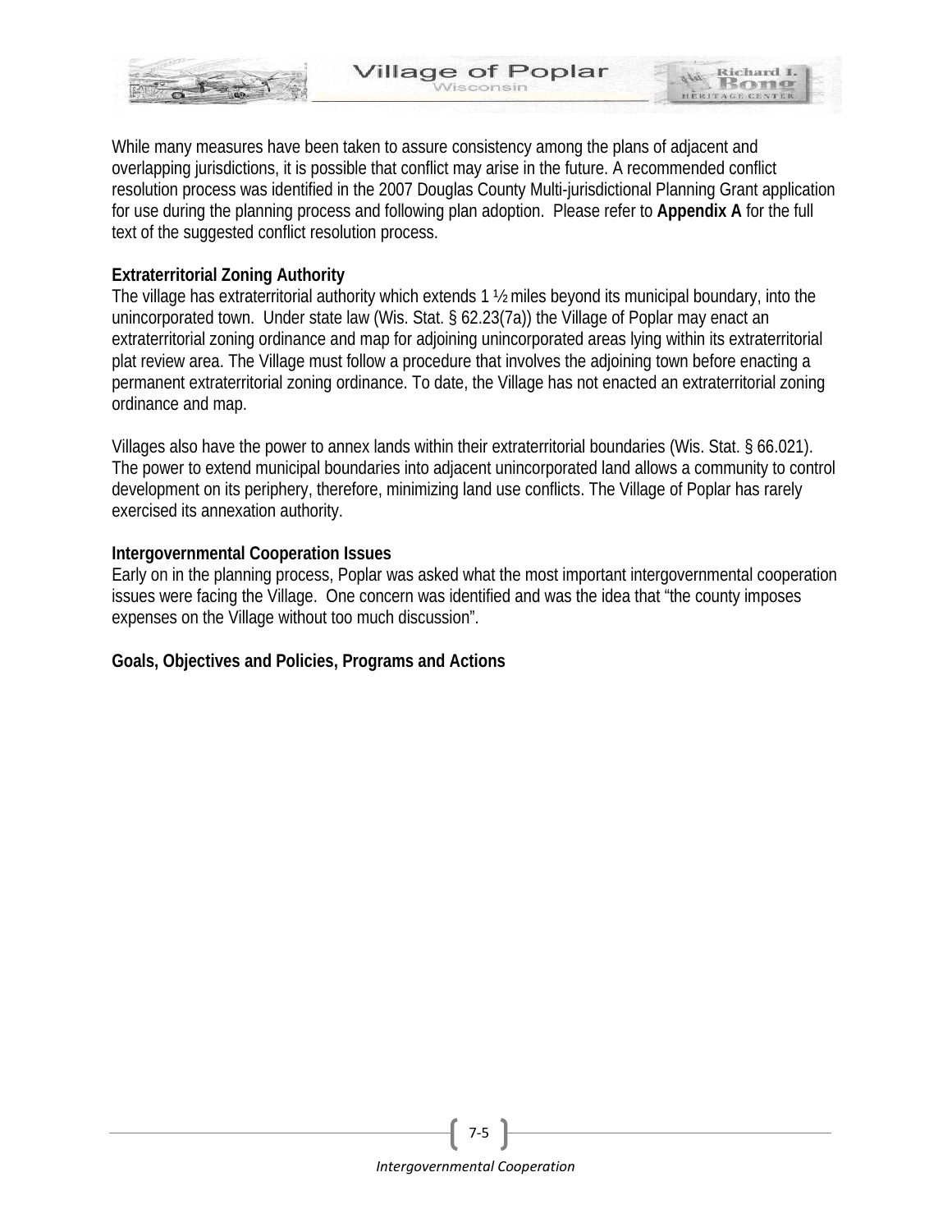While many measures have been taken to assure consistency among the plans of adjacent and overlapping jurisdictions, it is possible that conflict may arise in the future. A recommended conflict resolution process was identified in the 2007 Douglas County Multi-jurisdictional Planning Grant application for use during the planning process and following plan adoption. Please refer to **Appendix A** for the full text of the suggested conflict resolution process.

**Extraterritorial Zoning Authority**

The village has extraterritorial authority which extends 1 ½ miles beyond its municipal boundary, into the unincorporated town. Under state law (Wis. Stat. § 62.23(7a)) the Village of Poplar may enact an extraterritorial zoning ordinance and map for adjoining unincorporated areas lying within its extraterritorial plat review area. The Village must follow a procedure that involves the adjoining town before enacting a permanent extraterritorial zoning ordinance. To date, the Village has not enacted an extraterritorial zoning ordinance and map.

Villages also have the power to annex lands within their extraterritorial boundaries (Wis. Stat. § 66.021). The power to extend municipal boundaries into adjacent unincorporated land allows a community to control development on its periphery, therefore, minimizing land use conflicts. The Village of Poplar has rarely exercised its annexation authority.

**Intergovernmental Cooperation Issues**

Early on in the planning process, Poplar was asked what the most important intergovernmental cooperation issues were facing the Village. One concern was identified and was the idea that "the county imposes expenses on the Village without too much discussion".

**Goals, Objectives and Policies, Programs and Actions**